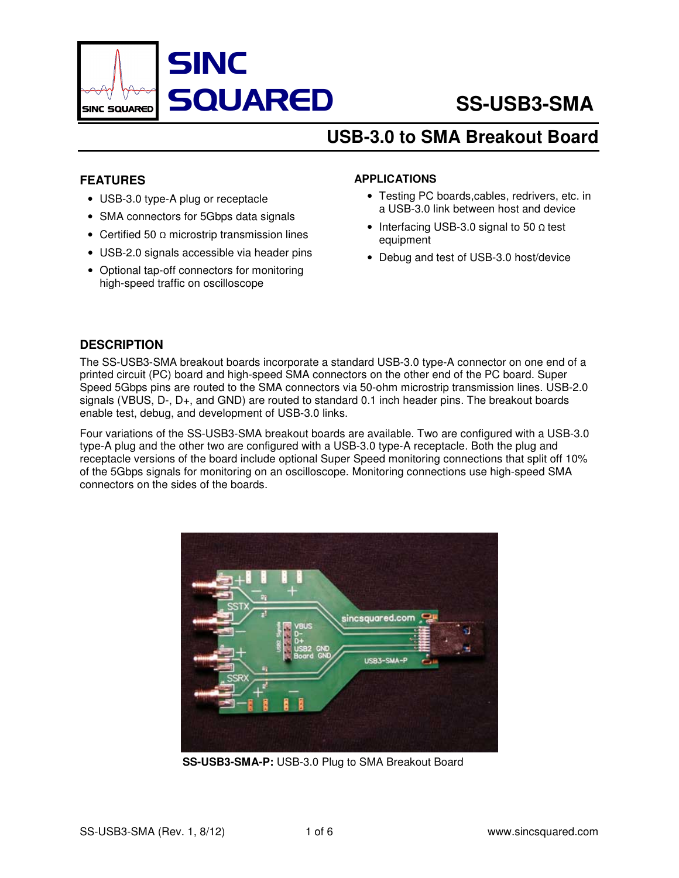# SINC SQUARED

# SS-USB3-SMA

## USB-3.0 to SMA Breakout Board

### FEATURES

- USB-3.0 type-A plug or receptacle
- SMA connectors for 5Gbps data signals
- Certified 50 Ω microstrip transmission lines
- USB-2.0 signals accessible via header pins
- Optional tap-off connectors for monitoring high-speed traffic on oscilloscope

### APPLICATIONS

- Testing PC boards,cables, redrivers, etc. in a USB-3.0 link between host and device
- Interfacing USB-3.0 signal to 50 Ω test equipment
- Debug and test of USB-3.0 host/device

### DESCRIPTION

The SS-USB3-SMA breakout boards incorporate a standard USB-3.0 type-A connector on one end of a printed circuit (PC) board and high-speed SMA connectors on the other end of the PC board. Super Speed 5Gbps pins are routed to the SMA connectors via 50-ohm microstrip transmission lines. USB-2.0 signals (VBUS, D-, D+, and GND) are routed to standard 0.1 inch header pins. The breakout boards enable test, debug, and development of USB-3.0 links.

Four variations of the SS-USB3-SMA breakout boards are available. Two are configured with a USB-3.0 type-A plug and the other two are configured with a USB-3.0 type-A receptacle. Both the plug and receptacle versions of the board include optional Super Speed monitoring connections that split off 10% of the 5Gbps signals for monitoring on an oscilloscope. Monitoring connections use high-speed SMA connectors on the sides of the boards.

**SS-USB3-SMA-P:** USB-3.0 Plug to SMA Breakout Board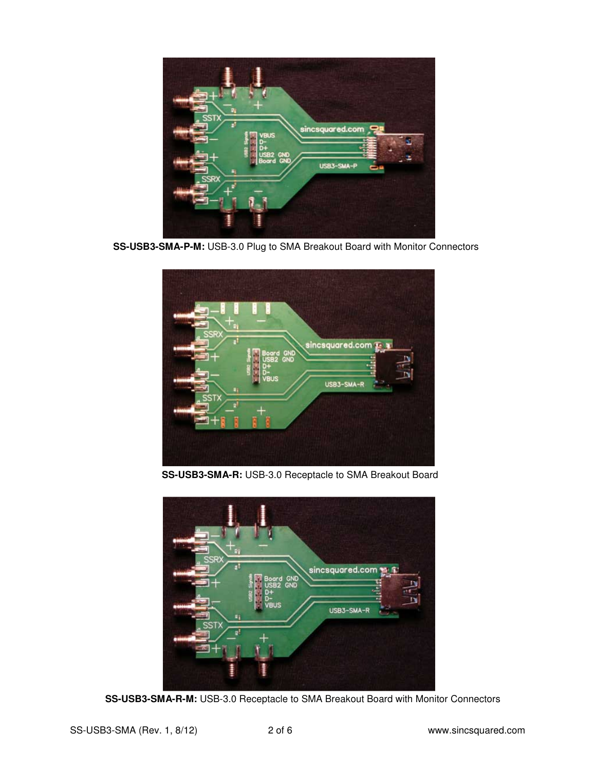**SS-USB3-SMA-P-M:** USB-3.0 Plug to SMA Breakout Board with Monitor Connectors

**SS-USB3-SMA-R:** USB-3.0 Receptacle to SMA Breakout Board

**SS-USB3-SMA-R-M:** USB-3.0 Receptacle to SMA Breakout Board with Monitor Connectors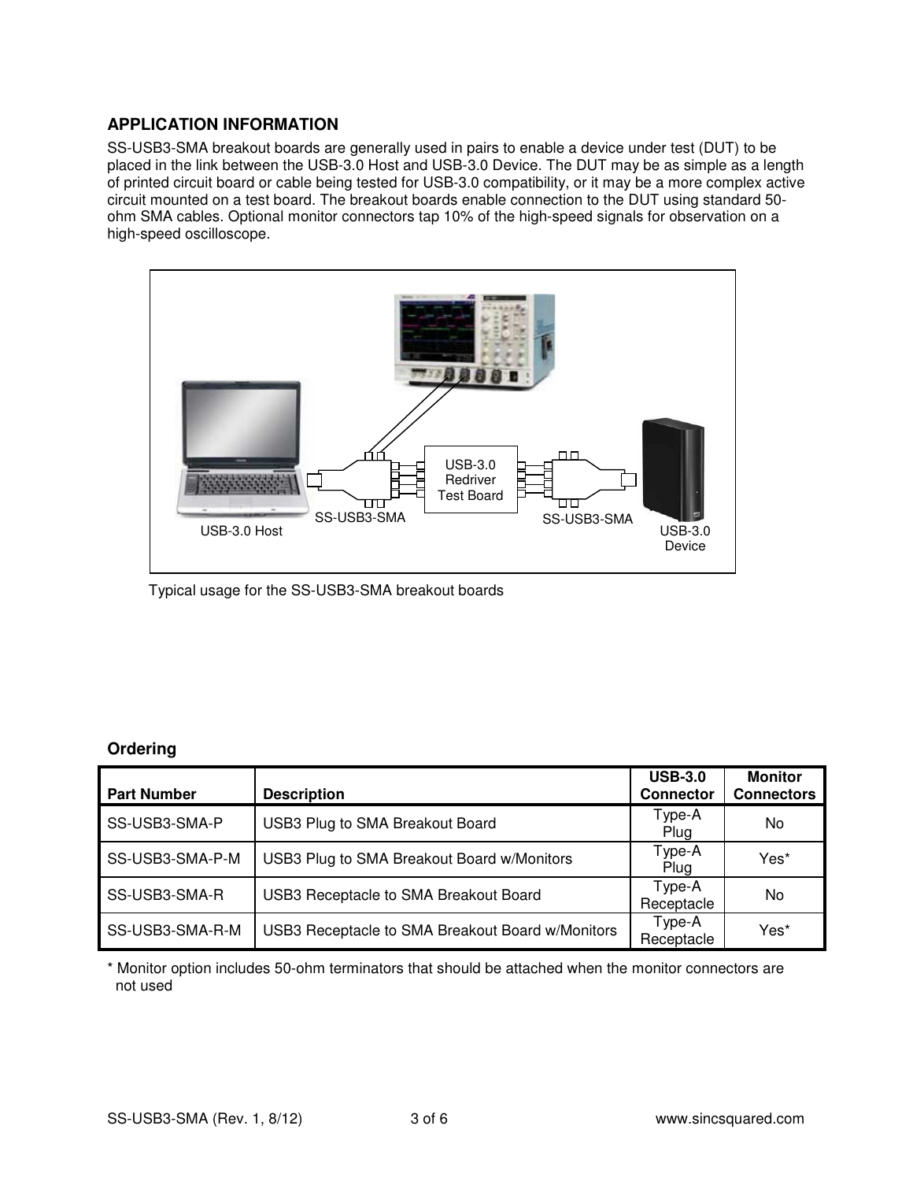## APPLICATION INFORMATION

SS-USB3-SMA breakout boards are generally used in pairs to enable a device under test (DUT) to be placed in the link between the USB-3.0 Host and USB-3.0 Device. The DUT may be as simple as a length of printed circuit board or cable being tested for USB-3.0 compatibility, or it may be a more complex active circuit mounted on a test board. The breakout boards enable connection to the DUT using standard 50-ohm SMA cables. Optional monitor connectors tap 10% of the high-speed signals for observation on a high-speed oscilloscope.

Typical usage for the SS-USB3-SMA breakout boards

## Ordering

| Part Number | Description | USB-3.0 Connector | Monitor Connectors |
|---|---|---|---|
| SS-USB3-SMA-P | USB3 Plug to SMA Breakout Board | Type-A Plug | No |
| SS-USB3-SMA-P-M | USB3 Plug to SMA Breakout Board w/Monitors | Type-A Plug | Yes* |
| SS-USB3-SMA-R | USB3 Receptacle to SMA Breakout Board | Type-A Receptacle | No |
| SS-USB3-SMA-R-M | USB3 Receptacle to SMA Breakout Board w/Monitors | Type-A Receptacle | Yes* |

* Monitor option includes 50-ohm terminators that should be attached when the monitor connectors are not used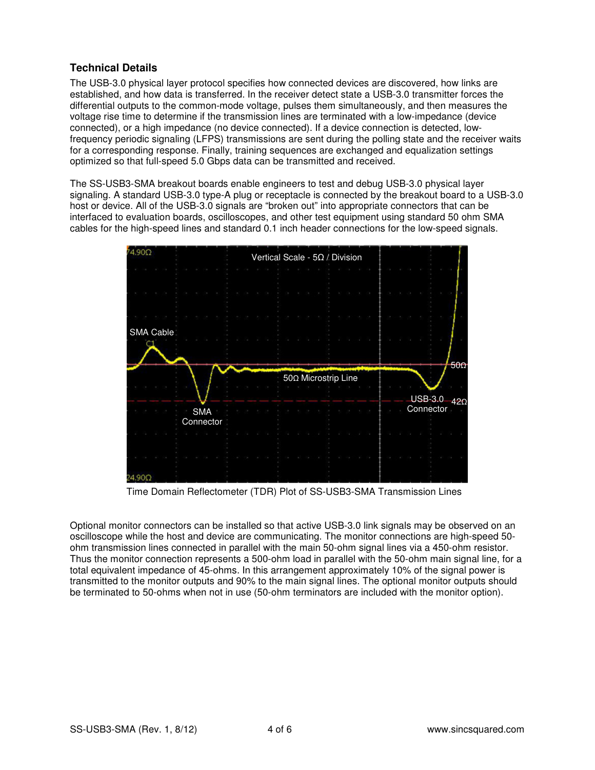## Technical Details

The USB-3.0 physical layer protocol specifies how connected devices are discovered, how links are established, and how data is transferred. In the receiver detect state a USB-3.0 transmitter forces the differential outputs to the common-mode voltage, pulses them simultaneously, and then measures the voltage rise time to determine if the transmission lines are terminated with a low-impedance (device connected), or a high impedance (no device connected). If a device connection is detected, low-frequency periodic signaling (LFPS) transmissions are sent during the polling state and the receiver waits for a corresponding response. Finally, training sequences are exchanged and equalization settings optimized so that full-speed 5.0 Gbps data can be transmitted and received.

The SS-USB3-SMA breakout boards enable engineers to test and debug USB-3.0 physical layer signaling. A standard USB-3.0 type-A plug or receptacle is connected by the breakout board to a USB-3.0 host or device. All of the USB-3.0 signals are "broken out" into appropriate connectors that can be interfaced to evaluation boards, oscilloscopes, and other test equipment using standard 50 ohm SMA cables for the high-speed lines and standard 0.1 inch header connections for the low-speed signals.

Time Domain Reflectometer (TDR) Plot of SS-USB3-SMA Transmission Lines

Optional monitor connectors can be installed so that active USB-3.0 link signals may be observed on an oscilloscope while the host and device are communicating. The monitor connections are high-speed 50-ohm transmission lines connected in parallel with the main 50-ohm signal lines via a 450-ohm resistor. Thus the monitor connection represents a 500-ohm load in parallel with the 50-ohm main signal line, for a total equivalent impedance of 45-ohms. In this arrangement approximately 10% of the signal power is transmitted to the monitor outputs and 90% to the main signal lines. The optional monitor outputs should be terminated to 50-ohms when not in use (50-ohm terminators are included with the monitor option).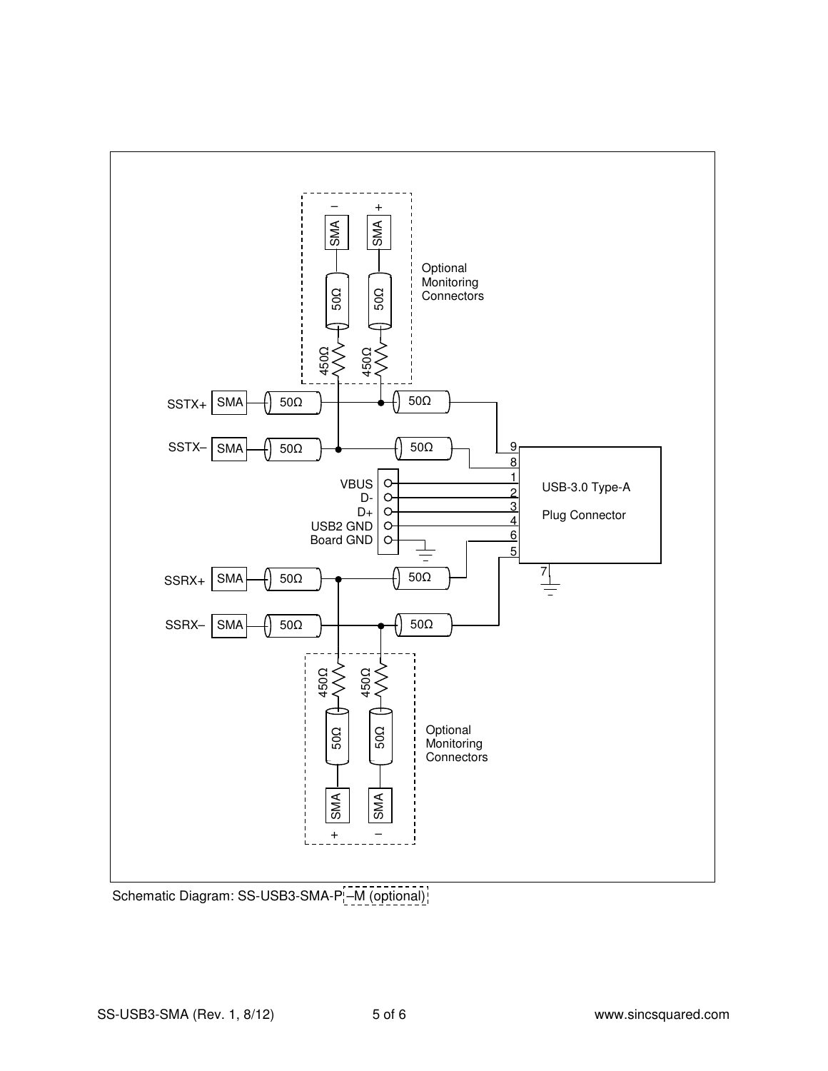Schematic Diagram: SS-USB3-SMA-P –M (optional)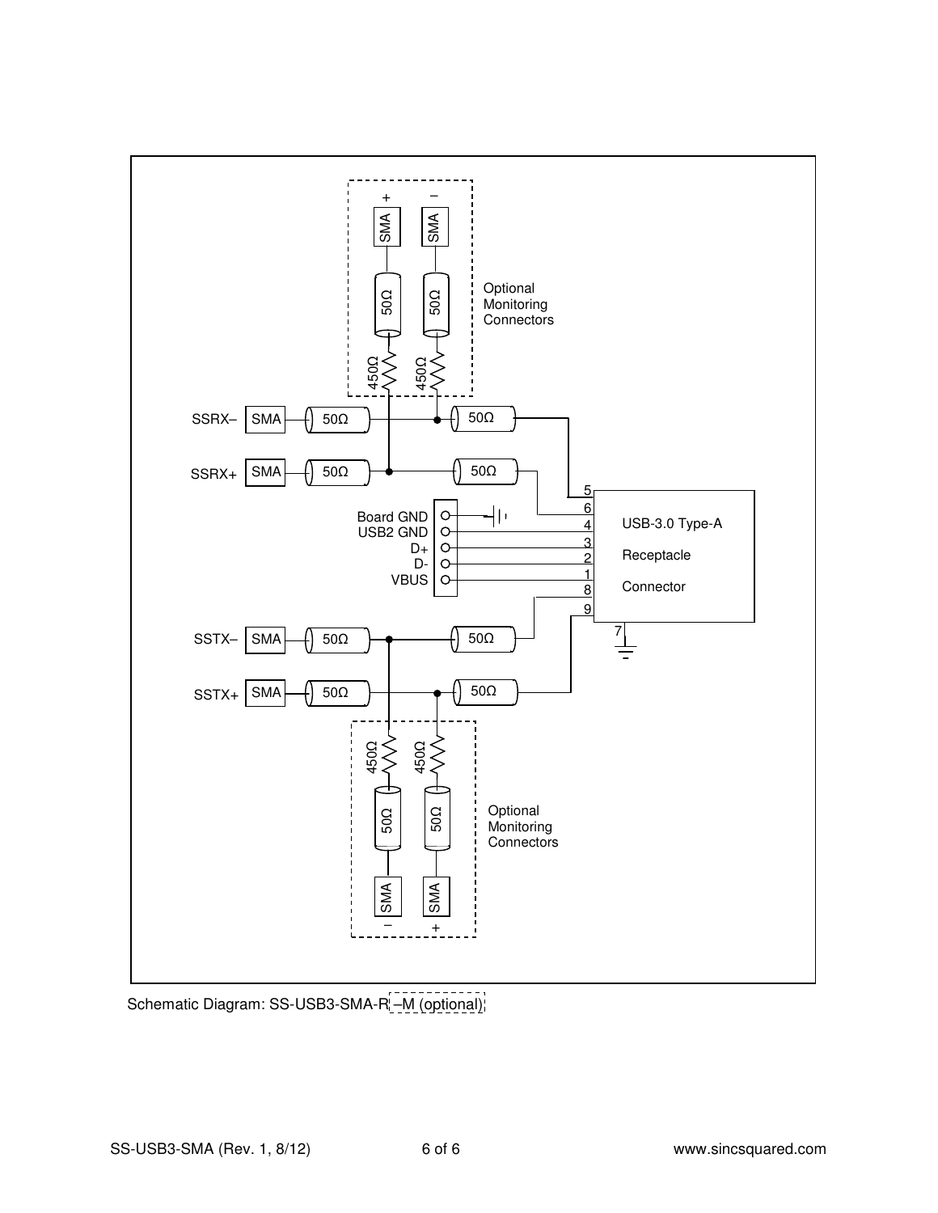Optional
Monitoring
Connectors

SMA + SMA –

50Ω 50Ω

450Ω 450Ω

SSRX– SMA 50Ω 50Ω

SSRX+ SMA 50Ω 50Ω

Board GND
USB2 GND
D+
D-
VBUS

5
6
4
3
2
1
8
9
7

USB-3.0 Type-A

Receptacle

Connector

SSTX– SMA 50Ω 50Ω

SSTX+ SMA 50Ω 50Ω

450Ω 450Ω

50Ω 50Ω

SMA – SMA +

Optional
Monitoring
Connectors

Schematic Diagram: SS-USB3-SMA-R –M (optional)